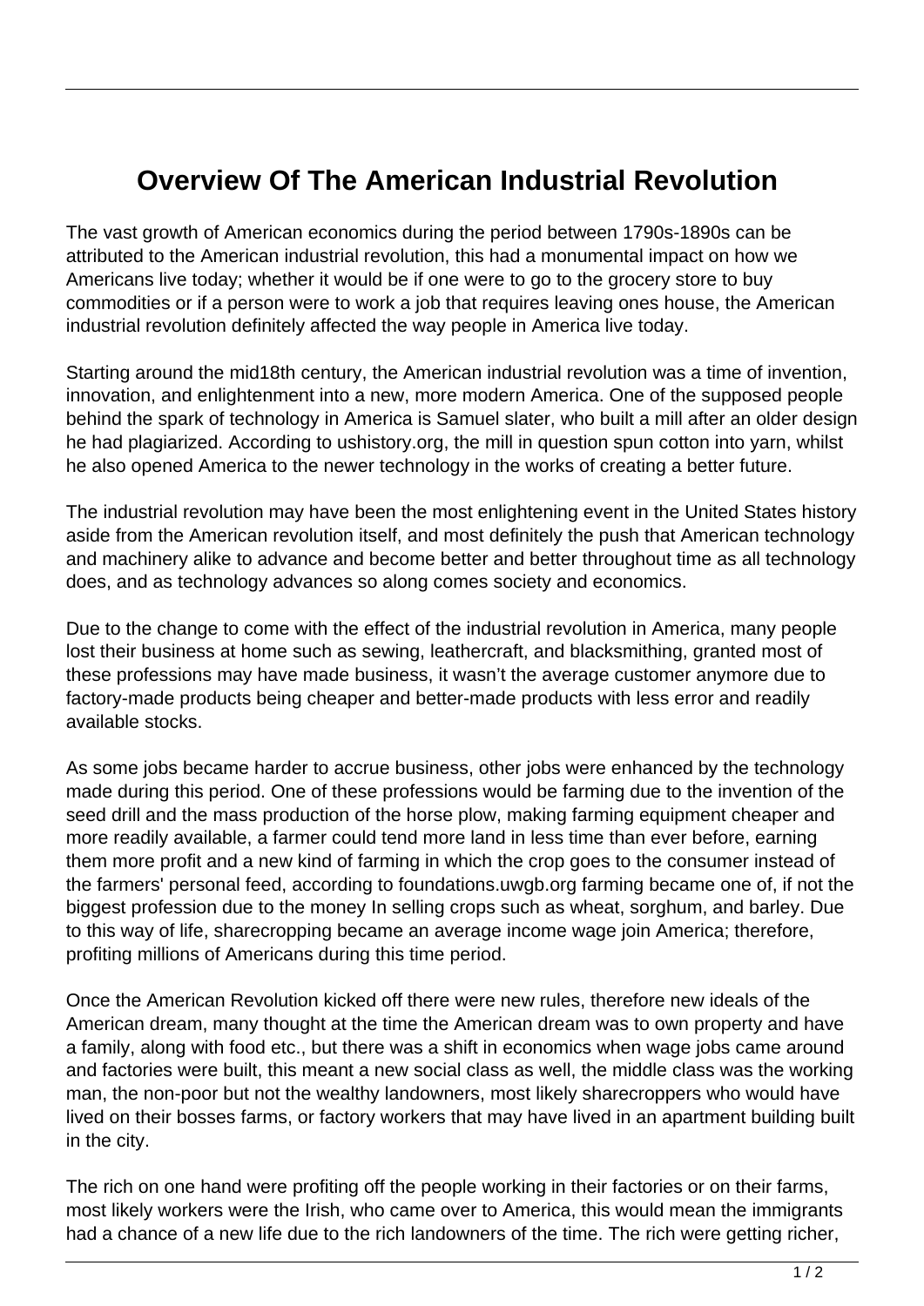# Overview Of The American Industrial Revolution

The vast growth of American economics during the period between 1790s-1890s can be attributed to the American industrial revolution, this had a monumental impact on how we Americans live today; whether it would be if one were to go to the grocery store to buy commodities or if a person were to work a job that requires leaving ones house, the American industrial revolution definitely affected the way people in America live today.

Starting around the mid18th century, the American industrial revolution was a time of invention, innovation, and enlightenment into a new, more modern America. One of the supposed people behind the spark of technology in America is Samuel slater, who built a mill after an older design he had plagiarized. According to ushistory.org, the mill in question spun cotton into yarn, whilst he also opened America to the newer technology in the works of creating a better future.

The industrial revolution may have been the most enlightening event in the United States history aside from the American revolution itself, and most definitely the push that American technology and machinery alike to advance and become better and better throughout time as all technology does, and as technology advances so along comes society and economics.

Due to the change to come with the effect of the industrial revolution in America, many people lost their business at home such as sewing, leathercraft, and blacksmithing, granted most of these professions may have made business, it wasn't the average customer anymore due to factory-made products being cheaper and better-made products with less error and readily available stocks.

As some jobs became harder to accrue business, other jobs were enhanced by the technology made during this period. One of these professions would be farming due to the invention of the seed drill and the mass production of the horse plow, making farming equipment cheaper and more readily available, a farmer could tend more land in less time than ever before, earning them more profit and a new kind of farming in which the crop goes to the consumer instead of the farmers' personal feed, according to foundations.uwgb.org farming became one of, if not the biggest profession due to the money In selling crops such as wheat, sorghum, and barley. Due to this way of life, sharecropping became an average income wage join America; therefore, profiting millions of Americans during this time period.

Once the American Revolution kicked off there were new rules, therefore new ideals of the American dream, many thought at the time the American dream was to own property and have a family, along with food etc., but there was a shift in economics when wage jobs came around and factories were built, this meant a new social class as well, the middle class was the working man, the non-poor but not the wealthy landowners, most likely sharecroppers who would have lived on their bosses farms, or factory workers that may have lived in an apartment building built in the city.

The rich on one hand were profiting off the people working in their factories or on their farms, most likely workers were the Irish, who came over to America, this would mean the immigrants had a chance of a new life due to the rich landowners of the time. The rich were getting richer,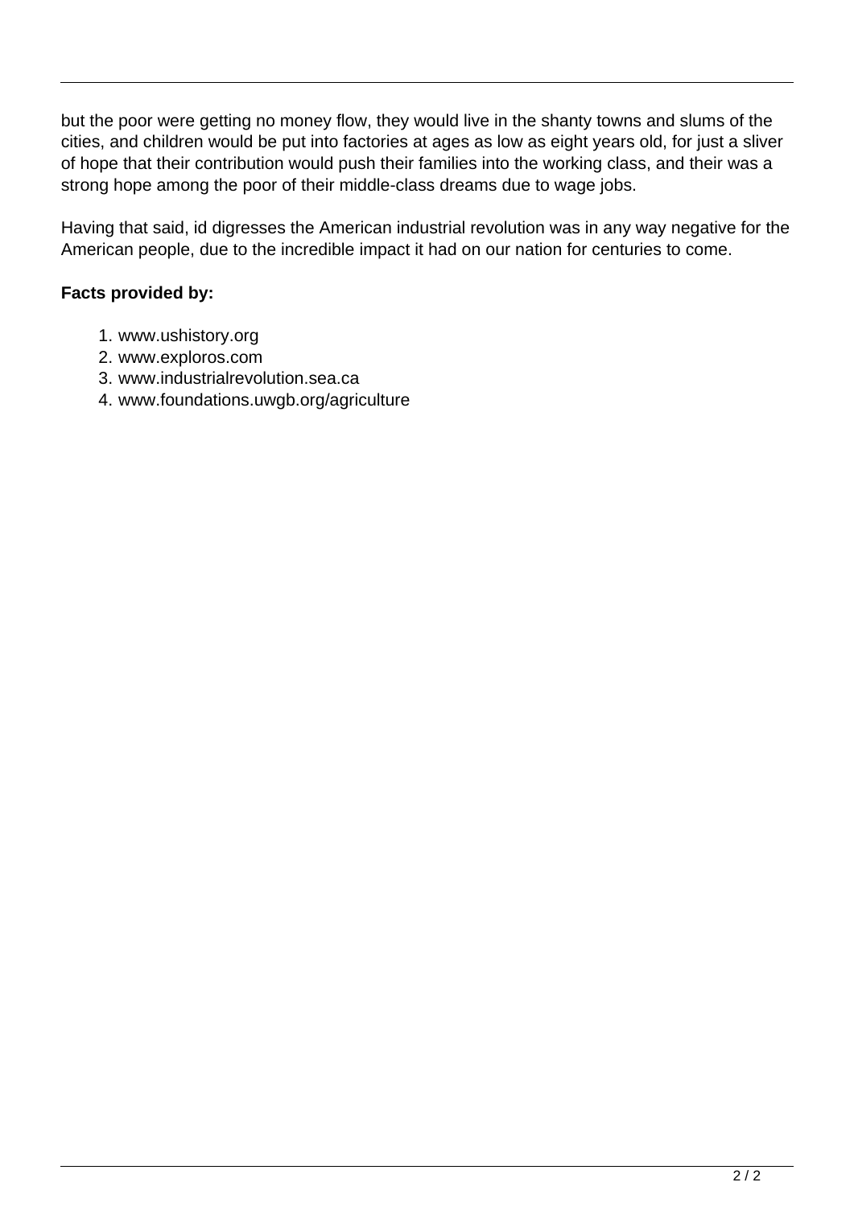but the poor were getting no money flow, they would live in the shanty towns and slums of the cities, and children would be put into factories at ages as low as eight years old, for just a sliver of hope that their contribution would push their families into the working class, and their was a strong hope among the poor of their middle-class dreams due to wage jobs.

Having that said, id digresses the American industrial revolution was in any way negative for the American people, due to the incredible impact it had on our nation for centuries to come.

**Facts provided by:**

1. www.ushistory.org
2. www.exploros.com
3. www.industrialrevolution.sea.ca
4. www.foundations.uwgb.org/agriculture